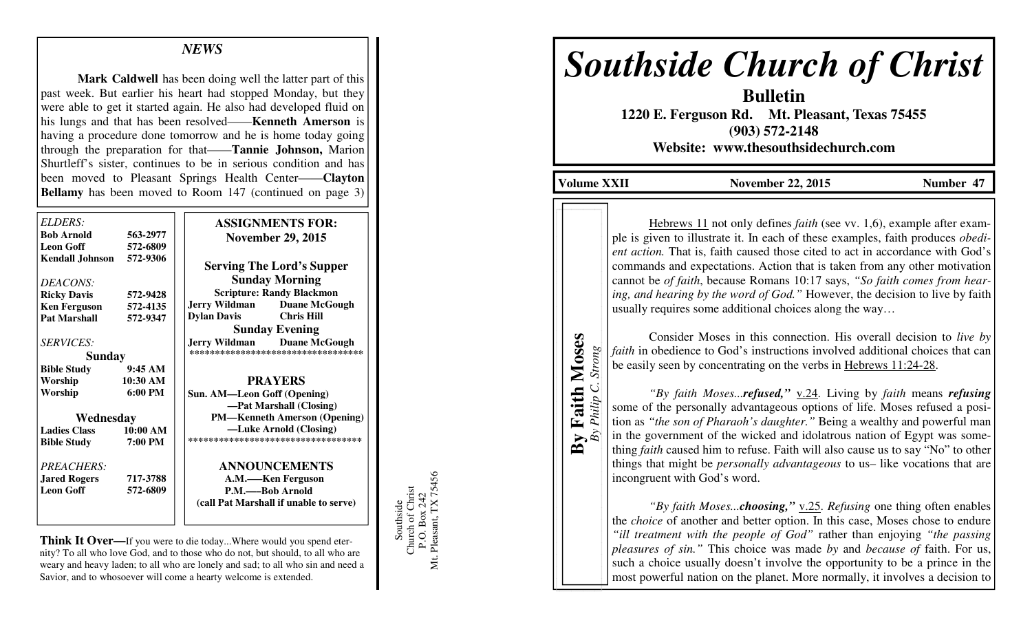## NEWS

**Mark Caldwell** has been doing well the latter part of this past week. But earlier his heart had stopped Monday, but they were able to get it started again. He also had developed fluid on his lungs and that has been resolved——**Kenneth Amerson** is having a procedure done tomorrow and he is home today going through the preparation for that——**Tannie Johnson,** Marion Shurtleff's sister, continues to be in serious condition and has been moved to Pleasant Springs Health Center——**Clayton Bellamy** has been moved to Room 147 (continued on page 3)

*ELDERS:*

| | |
|---|---|
| **Bob Arnold** | **563-2977** |
| **Leon Goff** | **572-6809** |
| **Kendall Johnson** | **572-9306** |

*DEACONS:*

| | |
|---|---|
| **Ricky Davis** | **572-9428** |
| **Ken Ferguson** | **572-4135** |
| **Pat Marshall** | **572-9347** |

*SERVICES:*

**Sunday**

| | |
|---|---|
| **Bible Study** | **9:45 AM** |
| **Worship** | **10:30 AM** |
| **Worship** | **6:00 PM** |

**Wednesday**

| | |
|---|---|
| **Ladies Class** | **10:00 AM** |
| **Bible Study** | **7:00 PM** |

*PREACHERS:*

| | |
|---|---|
| **Jared Rogers** | **717-3788** |
| **Leon Goff** | **572-6809** |

### ASSIGNMENTS FOR: November 29, 2015

**Serving The Lord's Supper**

**Sunday Morning**

**Scripture: Randy Blackmon**

| | |
|---|---|
| **Jerry Wildman** | **Duane McGough** |
| **Dylan Davis** | **Chris Hill** |

**Sunday Evening**

| | |
|---|---|
| **Jerry Wildman** | **Duane McGough** |

**************************************

### PRAYERS

**Sun. AM—Leon Goff (Opening)**
**—Pat Marshall (Closing)**
**PM—Kenneth Amerson (Opening)**
**—Luke Arnold (Closing)**

**************************************

### ANNOUNCEMENTS

**A.M.——Ken Ferguson**
**P.M.——Bob Arnold**
**(call Pat Marshall if unable to serve)**

**Think It Over—**If you were to die today...Where would you spend eternity? To all who love God, and to those who do not, but should, to all who are weary and heavy laden; to all who are lonely and sad; to all who sin and need a Savior, and to whosoever will come a hearty welcome is extended.

Southside
Church of Christ
P.O. Box 242
Mt. Pleasant, TX 75456

# *Southside Church of Christ*

## Bulletin

**1220 E. Ferguson Rd. Mt. Pleasant, Texas 75455**
**(903) 572-2148**
**Website: www.thesouthsidechurch.com**

**Volume XXII** — **November 22, 2015** — **Number 47**

## By Faith Moses

*By Philip C. Strong*

Hebrews 11 not only defines *faith* (see vv. 1,6), example after example is given to illustrate it. In each of these examples, faith produces *obedient action.* That is, faith caused those cited to act in accordance with God's commands and expectations. Action that is taken from any other motivation cannot be *of faith*, because Romans 10:17 says, *"So faith comes from hearing, and hearing by the word of God."* However, the decision to live by faith usually requires some additional choices along the way…

Consider Moses in this connection. His overall decision to *live by faith* in obedience to God's instructions involved additional choices that can be easily seen by concentrating on the verbs in Hebrews 11:24-28.

*"By faith Moses...**refused,**"* v.24. Living by *faith* means ***refusing*** some of the personally advantageous options of life. Moses refused a position as *"the son of Pharaoh's daughter."* Being a wealthy and powerful man in the government of the wicked and idolatrous nation of Egypt was something *faith* caused him to refuse. Faith will also cause us to say "No" to other things that might be *personally advantageous* to us– like vocations that are incongruent with God's word.

*"By faith Moses...**choosing,**"* v.25. *Refusing* one thing often enables the *choice* of another and better option. In this case, Moses chose to endure *"ill treatment with the people of God"* rather than enjoying *"the passing pleasures of sin."* This choice was made *by* and *because of* faith. For us, such a choice usually doesn't involve the opportunity to be a prince in the most powerful nation on the planet. More normally, it involves a decision to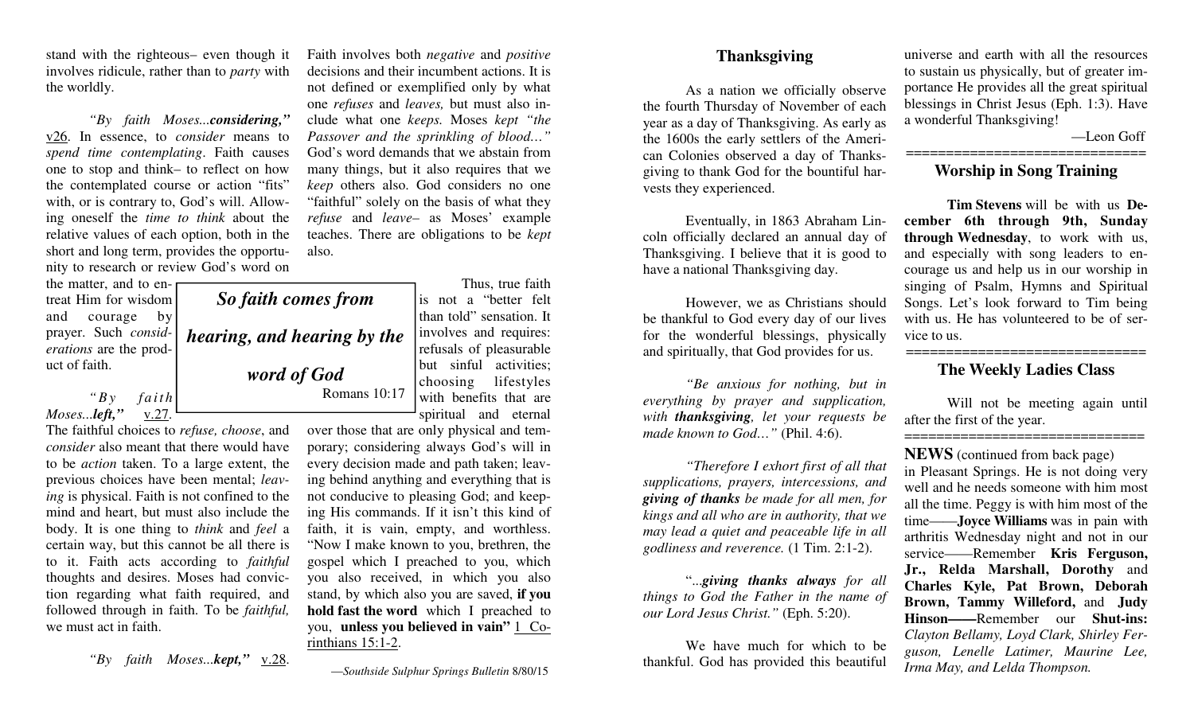stand with the righteous– even though it involves ridicule, rather than to *party* with the worldly.

*"By faith Moses...**considering,"*** v26. In essence, to *consider* means to *spend time contemplating*. Faith causes one to stop and think– to reflect on how the contemplated course or action "fits" with, or is contrary to, God's will. Allowing oneself the *time to think* about the relative values of each option, both in the short and long term, provides the opportunity to research or review God's word on the matter, and to entreat Him for wisdom and courage by prayer. Such *considerations* are the product of faith.

*"By faith Moses...**left,"*** v.27. The faithful choices to *refuse, choose*, and *consider* also meant that there would have to be *action* taken. To a large extent, the previous choices have been mental; *leaving* is physical. Faith is not confined to the mind and heart, but must also include the body. It is one thing to *think* and *feel* a certain way, but this cannot be all there is to it. Faith acts according to *faithful* thoughts and desires. Moses had conviction regarding what faith required, and followed through in faith. To be *faithful,* we must act in faith.

*"By faith Moses...**kept,"*** v.28. Faith involves both *negative* and *positive* decisions and their incumbent actions. It is not defined or exemplified only by what one *refuses* and *leaves,* but must also include what one *keeps.* Moses *kept "the Passover and the sprinkling of blood..."* God's word demands that we abstain from many things, but it also requires that we *keep* others also. God considers no one "faithful" solely on the basis of what they *refuse* and *leave*– as Moses' example teaches. There are obligations to be *kept* also.

> ***So faith comes from hearing, and hearing by the word of God***
> Romans 10:17

Thus, true faith is not a "better felt than told" sensation. It involves and requires: refusals of pleasurable but sinful activities; choosing lifestyles with benefits that are spiritual and eternal over those that are only physical and temporary; considering always God's will in every decision made and path taken; leaving behind anything and everything that is not conducive to pleasing God; and keeping His commands. If it isn't this kind of faith, it is vain, empty, and worthless. "Now I make known to you, brethren, the gospel which I preached to you, which you also received, in which you also stand, by which also you are saved, **if you hold fast the word** which I preached to you, **unless you believed in vain"** 1 Corinthians 15:1-2.

—*Southside Sulphur Springs Bulletin* 8/80/15

## Thanksgiving

As a nation we officially observe the fourth Thursday of November of each year as a day of Thanksgiving. As early as the 1600s the early settlers of the American Colonies observed a day of Thanksgiving to thank God for the bountiful harvests they experienced.

Eventually, in 1863 Abraham Lincoln officially declared an annual day of Thanksgiving. I believe that it is good to have a national Thanksgiving day.

However, we as Christians should be thankful to God every day of our lives for the wonderful blessings, physically and spiritually, that God provides for us.

*"Be anxious for nothing, but in everything by prayer and supplication, with **thanksgiving**, let your requests be made known to God..."* (Phil. 4:6).

*"Therefore I exhort first of all that supplications, prayers, intercessions, and **giving of thanks** be made for all men, for kings and all who are in authority, that we may lead a quiet and peaceable life in all godliness and reverence.* (1 Tim. 2:1-2).

"...***giving thanks always*** *for all things to God the Father in the name of our Lord Jesus Christ."* (Eph. 5:20).

We have much for which to be thankful. God has provided this beautiful universe and earth with all the resources to sustain us physically, but of greater importance He provides all the great spiritual blessings in Christ Jesus (Eph. 1:3). Have a wonderful Thanksgiving!

—Leon Goff

## Worship in Song Training

**Tim Stevens** will be with us **December 6th through 9th, Sunday through Wednesday**, to work with us, and especially with song leaders to encourage us and help us in our worship in singing of Psalm, Hymns and Spiritual Songs. Let's look forward to Tim being with us. He has volunteered to be of service to us.

## The Weekly Ladies Class

Will not be meeting again until after the first of the year.

**NEWS** (continued from back page)
in Pleasant Springs. He is not doing very well and he needs someone with him most all the time. Peggy is with him most of the time——**Joyce Williams** was in pain with arthritis Wednesday night and not in our service——Remember **Kris Ferguson, Jr., Relda Marshall, Dorothy** and **Charles Kyle, Pat Brown, Deborah Brown, Tammy Willeford,** and **Judy Hinson——**Remember our **Shut-ins:** *Clayton Bellamy, Loyd Clark, Shirley Ferguson, Lenelle Latimer, Maurine Lee, Irma May, and Lelda Thompson.*